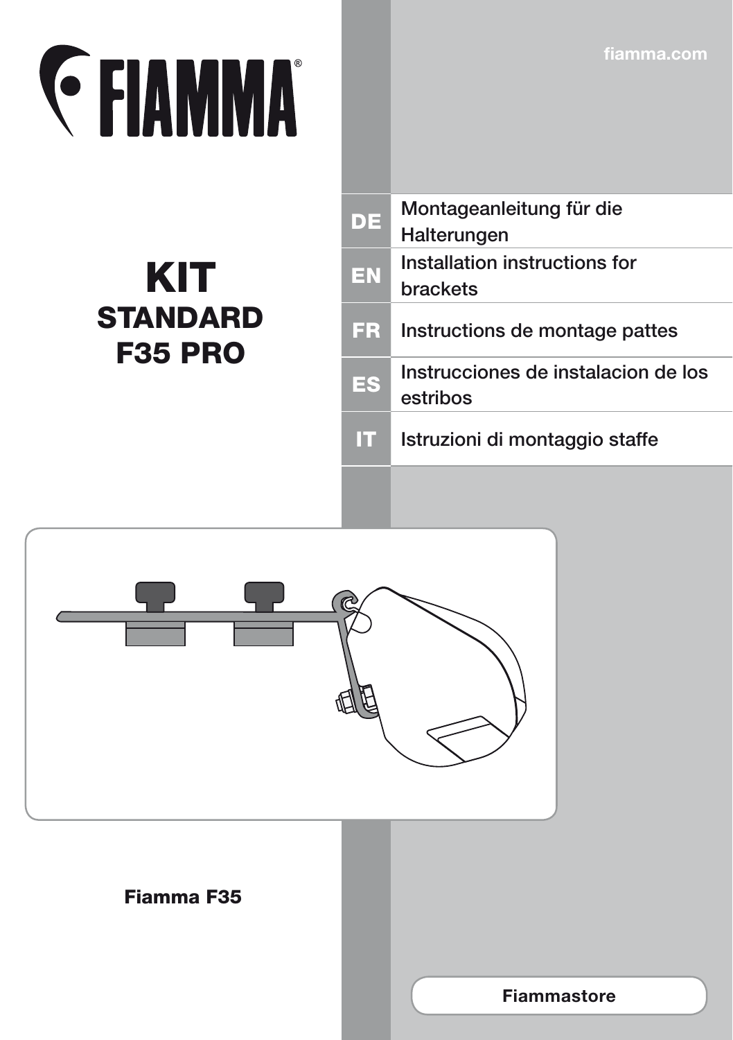# FIAMMA®

fiamma.com

# KIT
## STANDARD F35 PRO

| | |
|---|---|
| **DE** | Montageanleitung für die Halterungen |
| **EN** | Installation instructions for brackets |
| **FR** | Instructions de montage pattes |
| **ES** | Instrucciones de instalacion de los estribos |
| **IT** | Istruzioni di montaggio staffe |

**Fiamma F35**

**Fiammastore**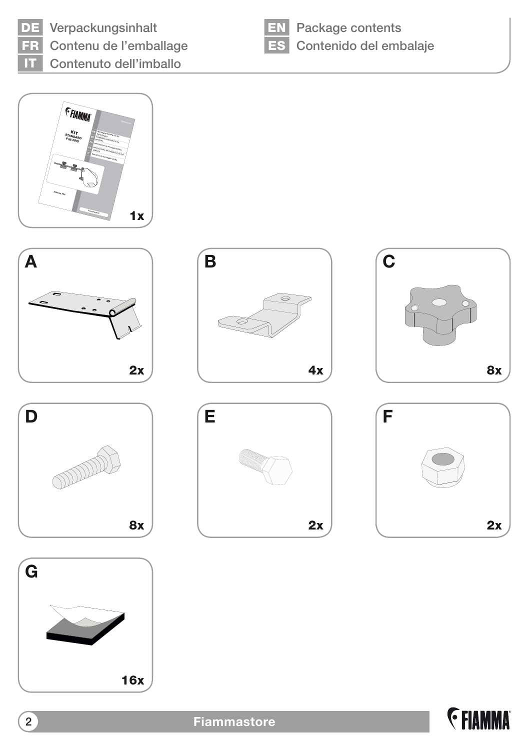DE Verpackungsinhalt

FR Contenu de l'emballage

IT Contenuto dell'imballo

EN Package contents

ES Contenido del embalaje

1x

A 2x

B 4x

C 8x

D 8x

E 2x

F 2x

G 16x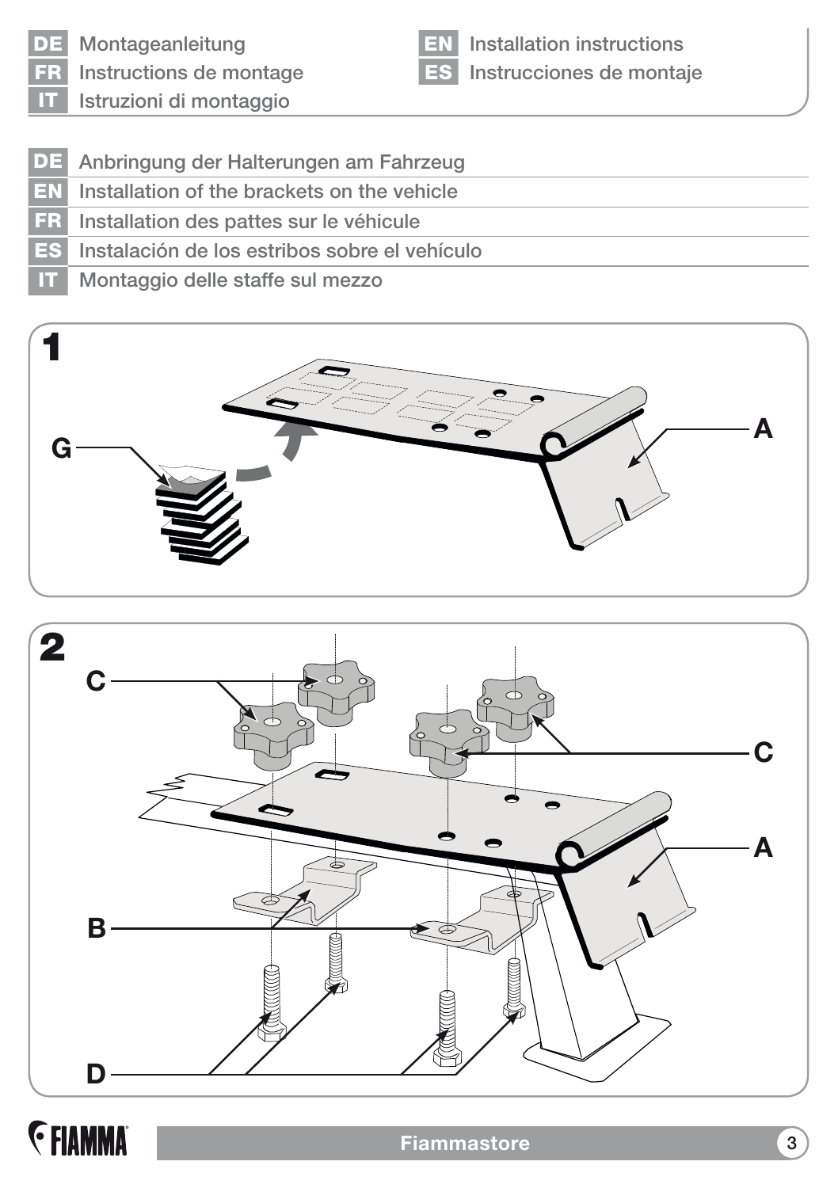DE Montageanleitung

EN Installation instructions

FR Instructions de montage

ES Instrucciones de montaje

IT Istruzioni di montaggio

DE Anbringung der Halterungen am Fahrzeug

EN Installation of the brackets on the vehicle

FR Installation des pattes sur le véhicule

ES Instalación de los estribos sobre el vehículo

IT Montaggio delle staffe sul mezzo

1

G

A

2

C

C

A

B

D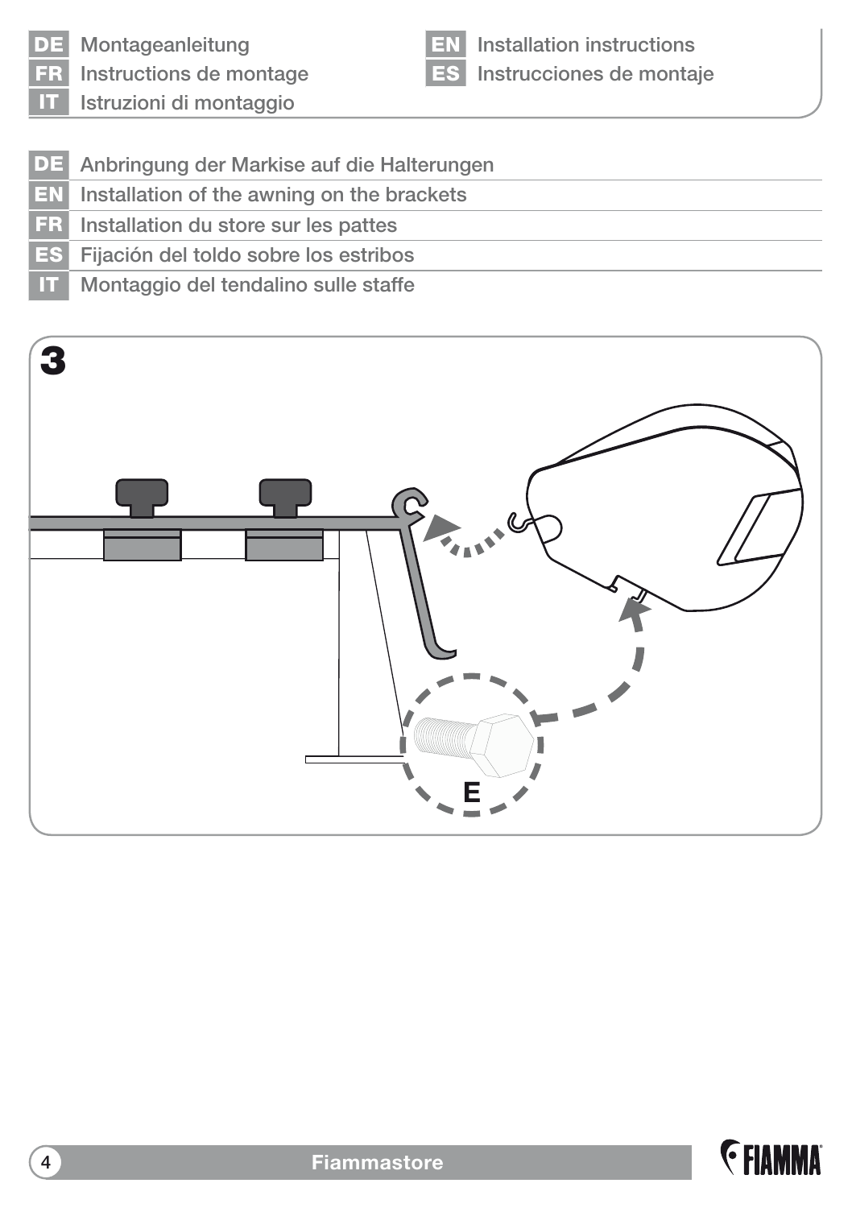**DE** Montageanleitung
**FR** Instructions de montage
**IT** Istruzioni di montaggio
**EN** Installation instructions
**ES** Instrucciones de montaje

**DE** Anbringung der Markise auf die Halterungen
**EN** Installation of the awning on the brackets
**FR** Installation du store sur les pattes
**ES** Fijación del toldo sobre los estribos
**IT** Montaggio del tendalino sulle staffe

**3**

E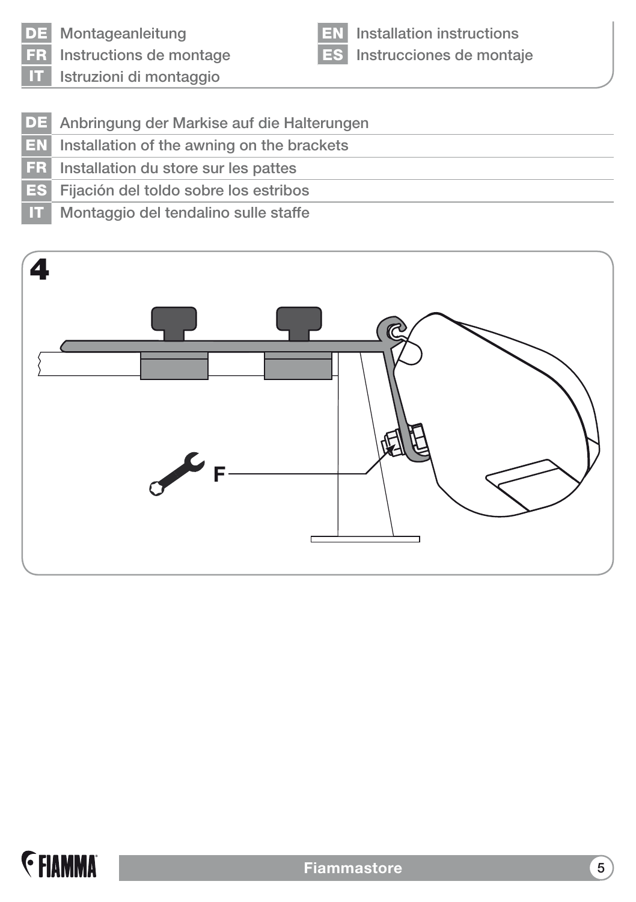DE Montageanleitung

FR Instructions de montage

IT Istruzioni di montaggio

EN Installation instructions

ES Instrucciones de montaje

DE Anbringung der Markise auf die Halterungen

EN Installation of the awning on the brackets

FR Installation du store sur les pattes

ES Fijación del toldo sobre los estribos

IT Montaggio del tendalino sulle staffe

4

F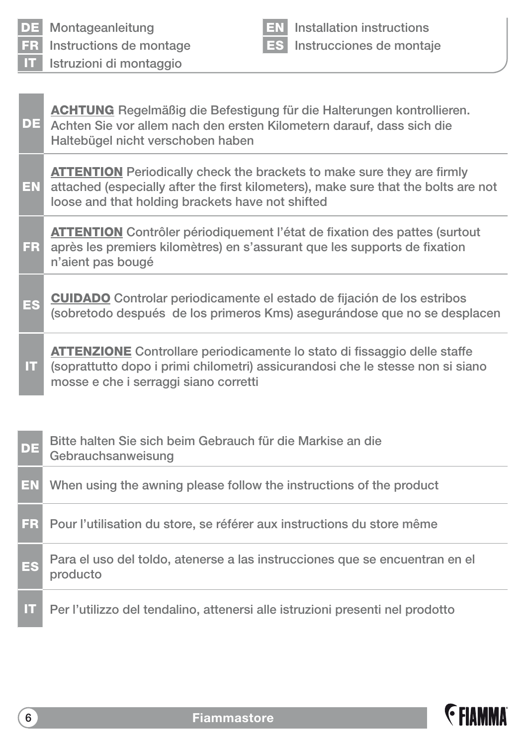**DE** Montageanleitung
**EN** Installation instructions
**FR** Instructions de montage
**ES** Instrucciones de montaje
**IT** Istruzioni di montaggio

| | |
|---|---|
| **DE** | **ACHTUNG** Regelmäßig die Befestigung für die Halterungen kontrollieren. Achten Sie vor allem nach den ersten Kilometern darauf, dass sich die Haltebügel nicht verschoben haben |
| **EN** | **ATTENTION** Periodically check the brackets to make sure they are firmly attached (especially after the first kilometers), make sure that the bolts are not loose and that holding brackets have not shifted |
| **FR** | **ATTENTION** Contrôler périodiquement l'état de fixation des pattes (surtout après les premiers kilomètres) en s'assurant que les supports de fixation n'aient pas bougé |
| **ES** | **CUIDADO** Controlar periodicamente el estado de fijación de los estribos (sobretodo después de los primeros Kms) asegurándose que no se desplacen |
| **IT** | **ATTENZIONE** Controllare periodicamente lo stato di fissaggio delle staffe (soprattutto dopo i primi chilometri) assicurandosi che le stesse non si siano mosse e che i serraggi siano corretti |

| | |
|---|---|
| **DE** | Bitte halten Sie sich beim Gebrauch für die Markise an die Gebrauchsanweisung |
| **EN** | When using the awning please follow the instructions of the product |
| **FR** | Pour l'utilisation du store, se référer aux instructions du store même |
| **ES** | Para el uso del toldo, atenerse a las instrucciones que se encuentran en el producto |
| **IT** | Per l'utilizzo del tendalino, attenersi alle istruzioni presenti nel prodotto |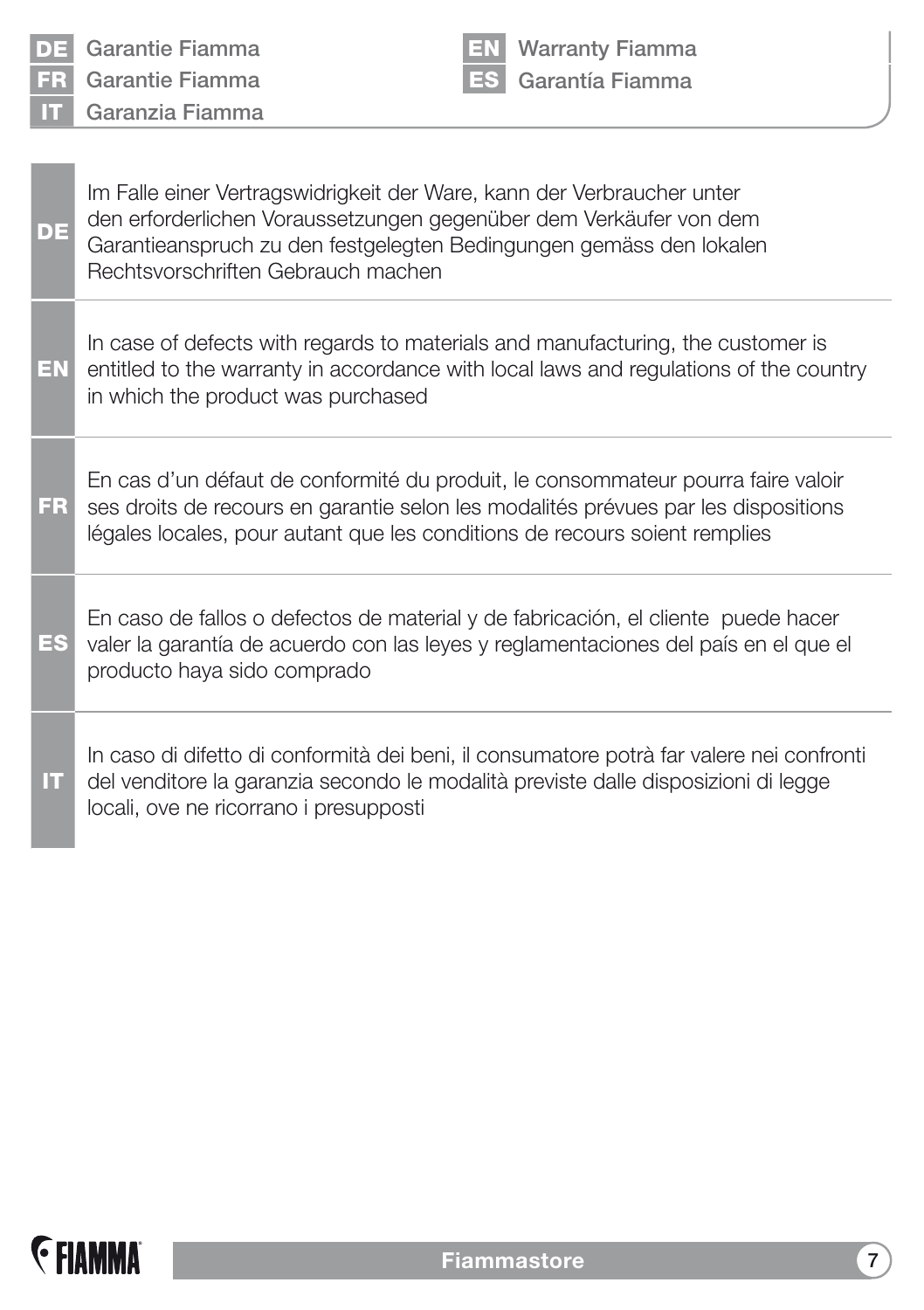**DE** Garantie Fiamma
**FR** Garantie Fiamma
**IT** Garanzia Fiamma
**EN** Warranty Fiamma
**ES** Garantía Fiamma

**DE**

Im Falle einer Vertragswidrigkeit der Ware, kann der Verbraucher unter den erforderlichen Voraussetzungen gegenüber dem Verkäufer von dem Garantieanspruch zu den festgelegten Bedingungen gemäss den lokalen Rechtsvorschriften Gebrauch machen

**EN**

In case of defects with regards to materials and manufacturing, the customer is entitled to the warranty in accordance with local laws and regulations of the country in which the product was purchased

**FR**

En cas d'un défaut de conformité du produit, le consommateur pourra faire valoir ses droits de recours en garantie selon les modalités prévues par les dispositions légales locales, pour autant que les conditions de recours soient remplies

**ES**

En caso de fallos o defectos de material y de fabricación, el cliente puede hacer valer la garantía de acuerdo con las leyes y reglamentaciones del país en el que el producto haya sido comprado

**IT**

In caso di difetto di conformità dei beni, il consumatore potrà far valere nei confronti del venditore la garanzia secondo le modalità previste dalle disposizioni di legge locali, ove ne ricorrano i presupposti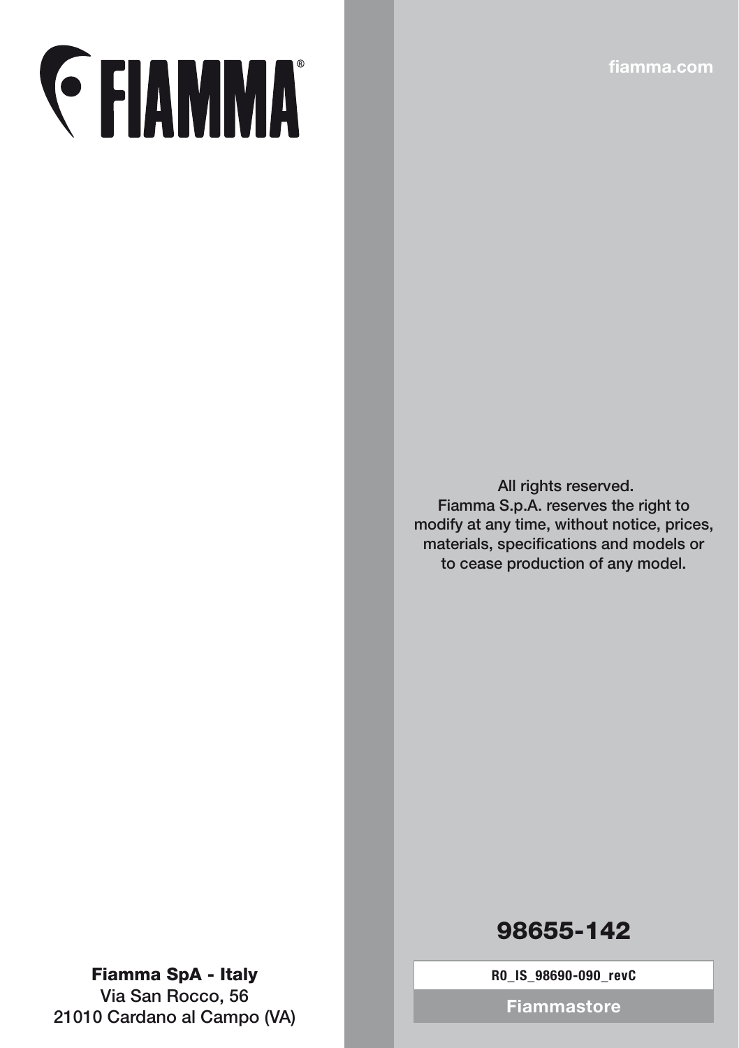FIAMMA®

fiamma.com

All rights reserved.
Fiamma S.p.A. reserves the right to modify at any time, without notice, prices, materials, specifications and models or to cease production of any model.

**98655-142**

**R0_IS_98690-090_revC**

**Fiammastore**

**Fiamma SpA - Italy**
Via San Rocco, 56
21010 Cardano al Campo (VA)